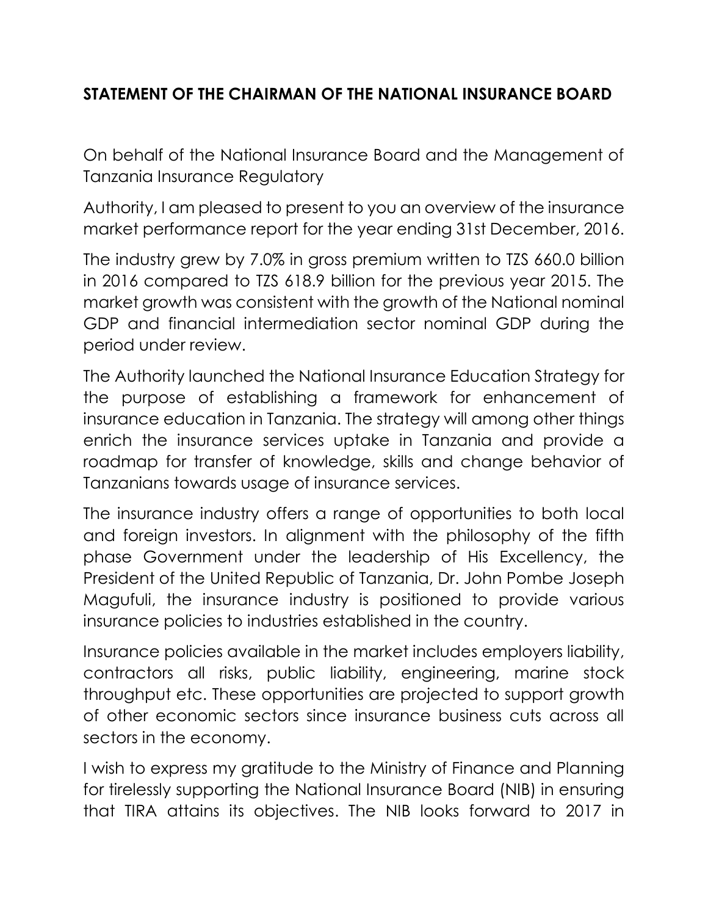## STATEMENT OF THE CHAIRMAN OF THE NATIONAL INSURANCE BOARD

On behalf of the National Insurance Board and the Management of Tanzania Insurance Regulatory

Authority, I am pleased to present to you an overview of the insurance market performance report for the year ending 31st December, 2016.

The industry grew by 7.0% in gross premium written to TZS 660.0 billion in 2016 compared to TZS 618.9 billion for the previous year 2015. The market growth was consistent with the growth of the National nominal GDP and financial intermediation sector nominal GDP during the period under review.

The Authority launched the National Insurance Education Strategy for the purpose of establishing a framework for enhancement of insurance education in Tanzania. The strategy will among other things enrich the insurance services uptake in Tanzania and provide a roadmap for transfer of knowledge, skills and change behavior of Tanzanians towards usage of insurance services.

The insurance industry offers a range of opportunities to both local and foreign investors. In alignment with the philosophy of the fifth phase Government under the leadership of His Excellency, the President of the United Republic of Tanzania, Dr. John Pombe Joseph Magufuli, the insurance industry is positioned to provide various insurance policies to industries established in the country.

Insurance policies available in the market includes employers liability, contractors all risks, public liability, engineering, marine stock throughput etc. These opportunities are projected to support growth of other economic sectors since insurance business cuts across all sectors in the economy.

I wish to express my gratitude to the Ministry of Finance and Planning for tirelessly supporting the National Insurance Board (NIB) in ensuring that TIRA attains its objectives. The NIB looks forward to 2017 in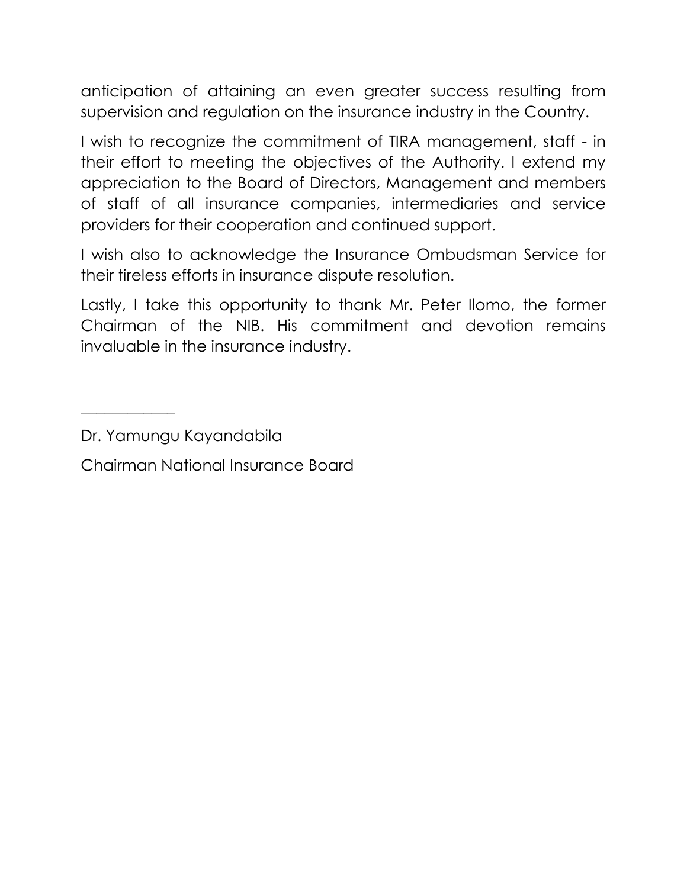anticipation of attaining an even greater success resulting from supervision and regulation on the insurance industry in the Country.

I wish to recognize the commitment of TIRA management, staff - in their effort to meeting the objectives of the Authority. I extend my appreciation to the Board of Directors, Management and members of staff of all insurance companies, intermediaries and service providers for their cooperation and continued support.

I wish also to acknowledge the Insurance Ombudsman Service for their tireless efforts in insurance dispute resolution.

Lastly, I take this opportunity to thank Mr. Peter Ilomo, the former Chairman of the NIB. His commitment and devotion remains invaluable in the insurance industry.

\_\_\_\_\_\_\_\_\_\_\_\_

Dr. Yamungu Kayandabila

Chairman National Insurance Board